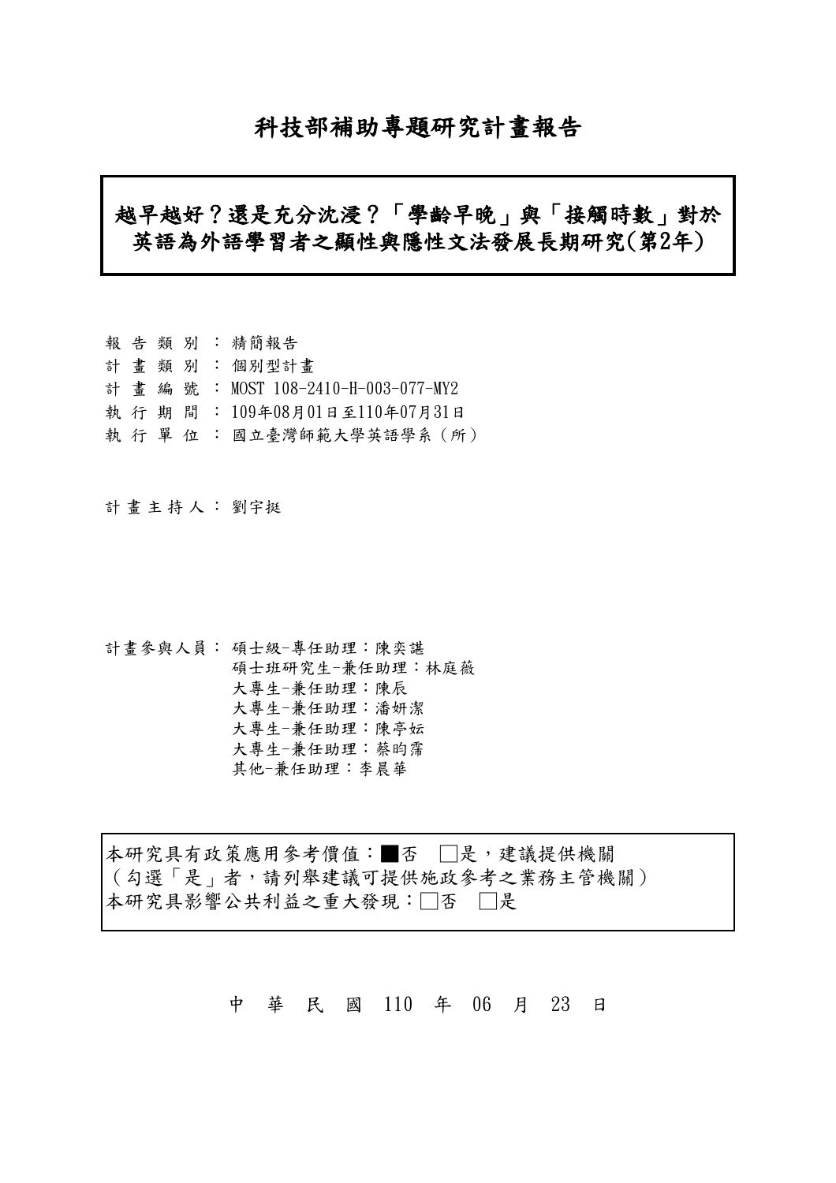# 科技部補助專題研究計畫報告

## 越早越好？還是充分沈浸？「學齡早晚」與「接觸時數」對於英語為外語學習者之顯性與隱性文法發展長期研究(第2年)

報 告 類 別 ： 精簡報告
計 畫 類 別 ： 個別型計畫
計 畫 編 號 ： MOST 108-2410-H-003-077-MY2
執 行 期 間 ： 109年08月01日至110年07月31日
執 行 單 位 ： 國立臺灣師範大學英語學系（所）

計 畫 主 持 人 ： 劉宇挺

計畫參與人員： 碩士級-專任助理：陳奕諶
碩士班研究生-兼任助理：林庭薇
大專生-兼任助理：陳辰
大專生-兼任助理：潘妍潔
大專生-兼任助理：陳亭妘
大專生-兼任助理：蔡昀霈
其他-兼任助理：李晨華

本研究具有政策應用參考價值：■否 □是，建議提供機關
（勾選「是」者，請列舉建議可提供施政參考之業務主管機關）
本研究具影響公共利益之重大發現：□否 □是

中 華 民 國 110 年 06 月 23 日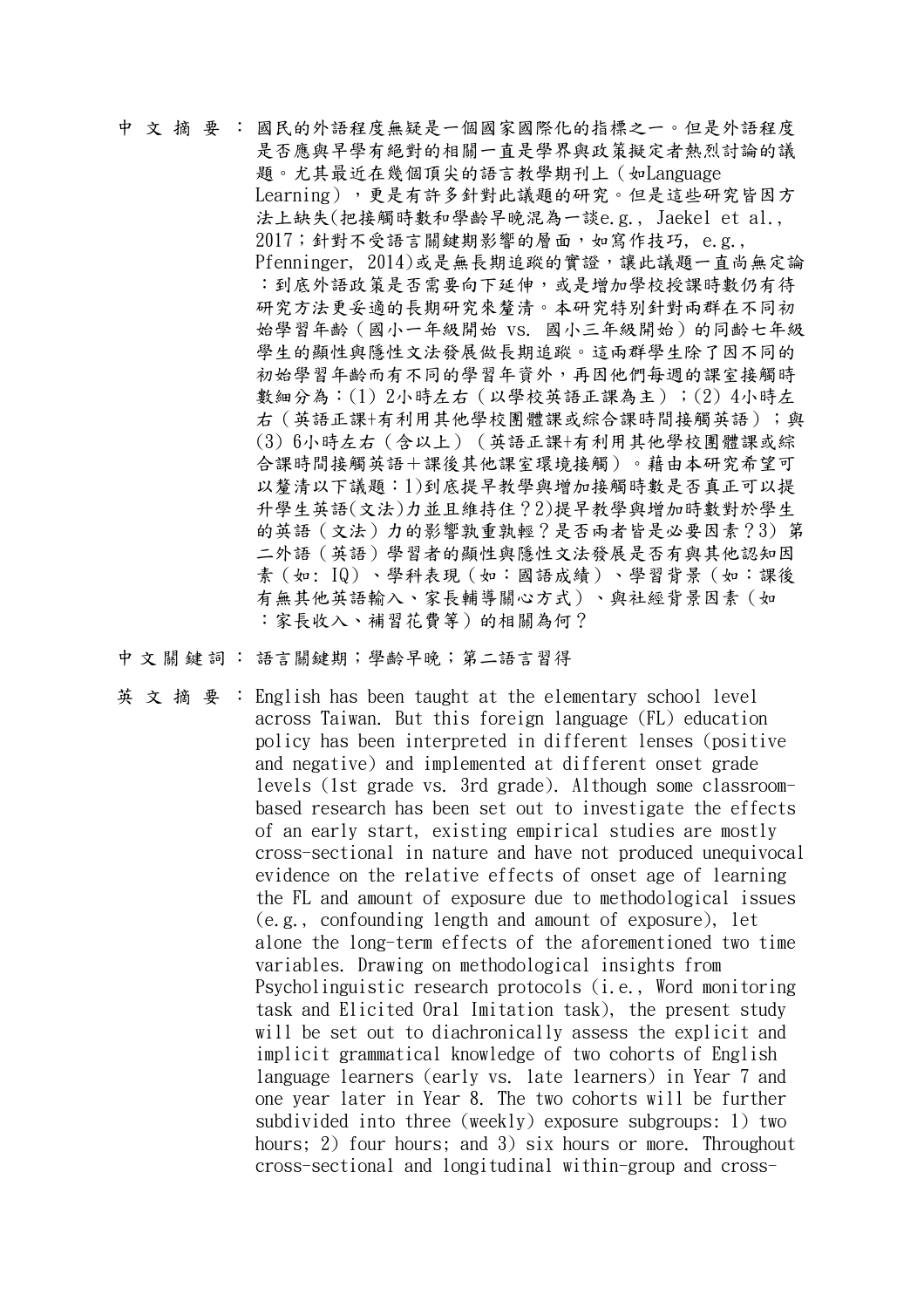中 文 摘 要 ： 國民的外語程度無疑是一個國家國際化的指標之一。但是外語程度是否應與早學有絕對的相關一直是學界與政策擬定者熱烈討論的議題。尤其最近在幾個頂尖的語言教學期刊上（如Language Learning），更是有許多針對此議題的研究。但是這些研究皆因方法上缺失(把接觸時數和學齡早晚混為一談e.g., Jaekel et al., 2017；針對不受語言關鍵期影響的層面，如寫作技巧, e.g., Pfenninger, 2014)或是無長期追蹤的實證，讓此議題一直尚無定論：到底外語政策是否需要向下延伸，或是增加學校授課時數仍有待研究方法更妥適的長期研究來釐清。本研究特別針對兩群在不同初始學習年齡（國小一年級開始 vs. 國小三年級開始）的同齡七年級學生的顯性與隱性文法發展做長期追蹤。這兩群學生除了因不同的初始學習年齡而有不同的學習年資外，再因他們每週的課室接觸時數細分為：(1) 2小時左右（以學校英語正課為主）；(2) 4小時左右（英語正課+有利用其他學校團體課或綜合課時間接觸英語）；與(3) 6小時左右（含以上）（英語正課+有利用其他學校團體課或綜合課時間接觸英語＋課後其他課室環境接觸）。藉由本研究希望可以釐清以下議題：1)到底提早教學與增加接觸時數是否真正可以提升學生英語(文法)力並且維持住？2)提早教學與增加時數對於學生的英語（文法）力的影響孰重孰輕？是否兩者皆是必要因素？3) 第二外語（英語）學習者的顯性與隱性文法發展是否有與其他認知因素（如: IQ）、學科表現（如：國語成績）、學習背景（如：課後有無其他英語輸入、家長輔導關心方式）、與社經背景因素（如：家長收入、補習花費等）的相關為何？

中 文 關 鍵 詞 ： 語言關鍵期；學齡早晚；第二語言習得

英 文 摘 要 ： English has been taught at the elementary school level across Taiwan. But this foreign language (FL) education policy has been interpreted in different lenses (positive and negative) and implemented at different onset grade levels (1st grade vs. 3rd grade). Although some classroom-based research has been set out to investigate the effects of an early start, existing empirical studies are mostly cross-sectional in nature and have not produced unequivocal evidence on the relative effects of onset age of learning the FL and amount of exposure due to methodological issues (e.g., confounding length and amount of exposure), let alone the long-term effects of the aforementioned two time variables. Drawing on methodological insights from Psycholinguistic research protocols (i.e., Word monitoring task and Elicited Oral Imitation task), the present study will be set out to diachronically assess the explicit and implicit grammatical knowledge of two cohorts of English language learners (early vs. late learners) in Year 7 and one year later in Year 8. The two cohorts will be further subdivided into three (weekly) exposure subgroups: 1) two hours; 2) four hours; and 3) six hours or more. Throughout cross-sectional and longitudinal within-group and cross-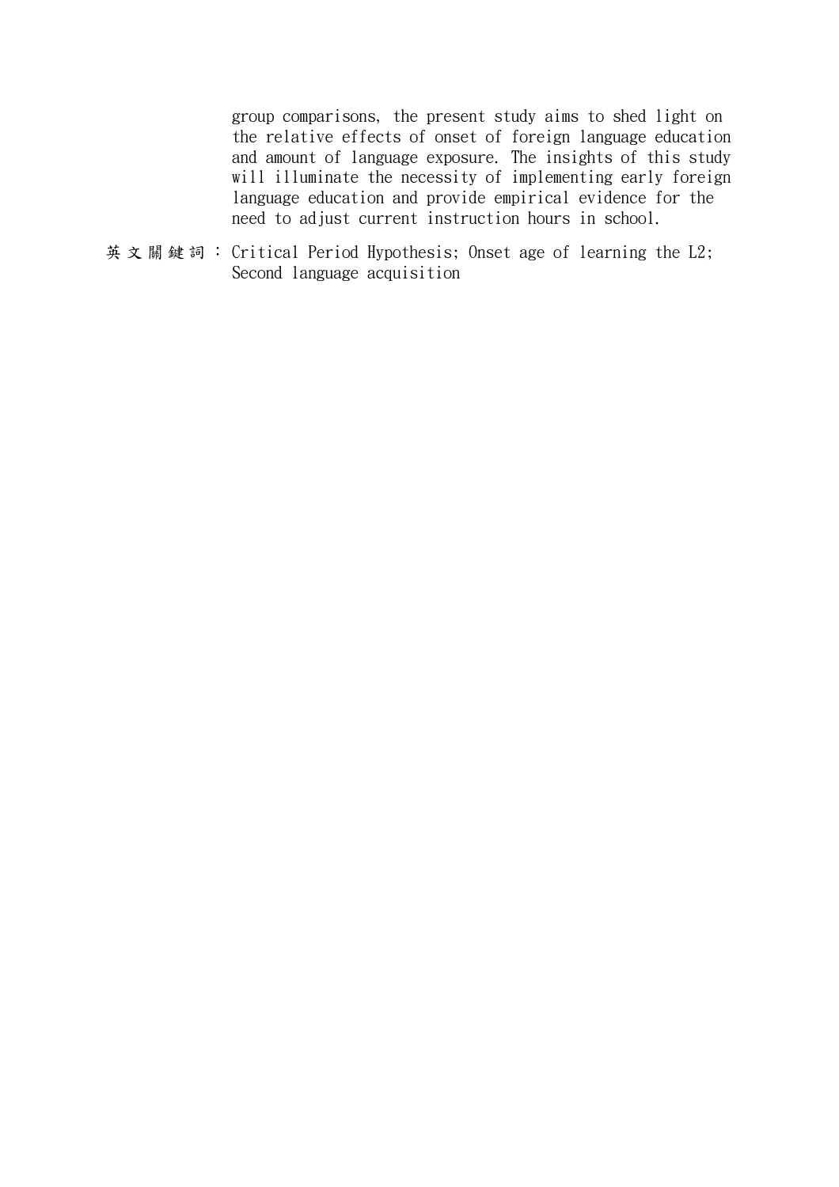group comparisons, the present study aims to shed light on the relative effects of onset of foreign language education and amount of language exposure. The insights of this study will illuminate the necessity of implementing early foreign language education and provide empirical evidence for the need to adjust current instruction hours in school.

英文關鍵詞： Critical Period Hypothesis; Onset age of learning the L2; Second language acquisition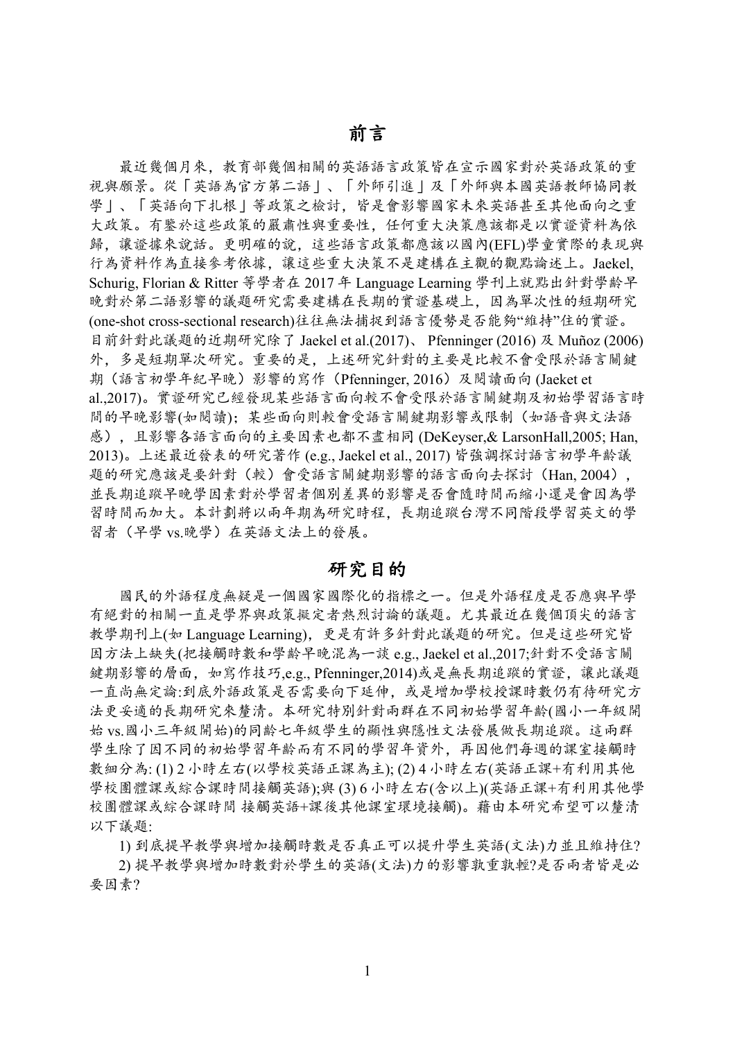# 前言

最近幾個月來，教育部幾個相關的英語語言政策皆在宣示國家對於英語政策的重視與願景。從「英語為官方第二語」、「外師引進」及「外師與本國英語教師協同教學」、「英語向下扎根」等政策之檢討，皆是會影響國家未來英語甚至其他面向之重大政策。有鑑於這些政策的嚴肅性與重要性，任何重大決策應該都是以實證資料為依歸，讓證據來說話。更明確的說，這些語言政策都應該以國內(EFL)學童實際的表現與行為資料作為直接參考依據，讓這些重大決策不是建構在主觀的觀點論述上。Jaekel, Schurig, Florian & Ritter 等學者在 2017 年 Language Learning 學刊上就點出針對學齡早晚對於第二語影響的議題研究需要建構在長期的實證基礎上，因為單次性的短期研究(one-shot cross-sectional research)往往無法捕捉到語言優勢是否能夠"維持"住的實證。目前針對此議題的近期研究除了 Jaekel et al.(2017)、 Pfenninger (2016) 及 Muñoz (2006)外，多是短期單次研究。重要的是，上述研究針對的主要是比較不會受限於語言關鍵期（語言初學年紀早晚）影響的寫作（Pfenninger, 2016）及閱讀面向 (Jaeket et al.,2017)。實證研究已經發現某些語言面向較不會受限於語言關鍵期及初始學習語言時間的早晚影響(如閱讀)；某些面向則較會受語言關鍵期影響或限制（如語音與文法語感），且影響各語言面向的主要因素也都不盡相同 (DeKeyser,& LarsonHall,2005; Han, 2013)。上述最近發表的研究著作 (e.g., Jaekel et al., 2017) 皆強調探討語言初學年齡議題的研究應該是要針對（較）會受語言關鍵期影響的語言面向去探討（Han, 2004），並長期追蹤早晚學因素對於學習者個別差異的影響是否會隨時間而縮小還是會因為學習時間而加大。本計劃將以兩年期為研究時程，長期追蹤台灣不同階段學習英文的學習者（早學 vs.晚學）在英語文法上的發展。

# 研究目的

國民的外語程度無疑是一個國家國際化的指標之一。但是外語程度是否應與早學有絕對的相關一直是學界與政策擬定者熱烈討論的議題。尤其最近在幾個頂尖的語言教學期刊上(如 Language Learning)，更是有許多針對此議題的研究。但是這些研究皆因方法上缺失(把接觸時數和學齡早晚混為一談 e.g., Jaekel et al.,2017;針對不受語言關鍵期影響的層面，如寫作技巧,e.g., Pfenninger,2014)或是無長期追蹤的實證，讓此議題一直尚無定論:到底外語政策是否需要向下延伸，或是增加學校授課時數仍有待研究方法更妥適的長期研究來釐清。本研究特別針對兩群在不同初始學習年齡(國小一年級開始 vs.國小三年級開始)的同齡七年級學生的顯性與隱性文法發展做長期追蹤。這兩群學生除了因不同的初始學習年齡而有不同的學習年資外，再因他們每週的課室接觸時數細分為: (1) 2 小時左右(以學校英語正課為主); (2) 4 小時左右(英語正課+有利用其他學校團體課或綜合課時間接觸英語);與 (3) 6 小時左右(含以上)(英語正課+有利用其他學校團體課或綜合課時間 接觸英語+課後其他課室環境接觸)。藉由本研究希望可以釐清以下議題:

1) 到底提早教學與增加接觸時數是否真正可以提升學生英語(文法)力並且維持住?

2) 提早教學與增加時數對於學生的英語(文法)力的影響孰重孰輕?是否兩者皆是必要因素?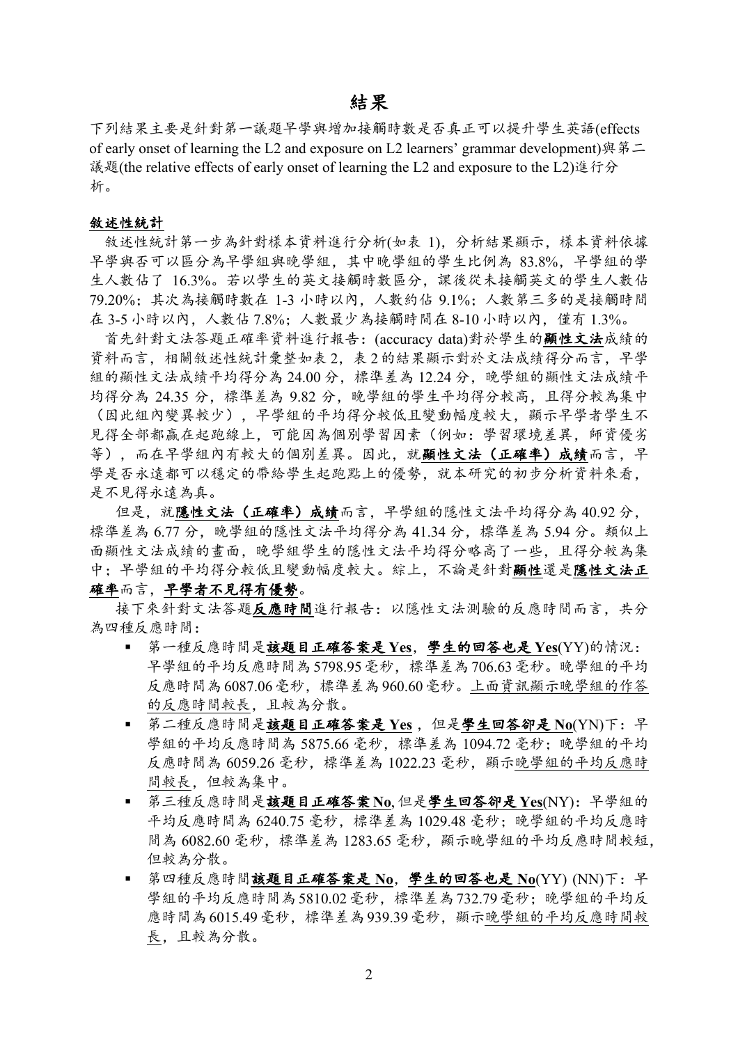# 結果

下列結果主要是針對第一議題早學與增加接觸時數是否真正可以提升學生英語(effects of early onset of learning the L2 and exposure on L2 learners' grammar development)與第二議題(the relative effects of early onset of learning the L2 and exposure to the L2)進行分析。

**敘述性統計**

敘述性統計第一步為針對樣本資料進行分析(如表 1)，分析結果顯示，樣本資料依據早學與否可以區分為早學組與晚學組，其中晚學組的學生比例為 83.8%，早學組的學生人數佔了 16.3%。若以學生的英文接觸時數區分，課後從未接觸英文的學生人數佔 79.20%；其次為接觸時數在 1-3 小時以內，人數約佔 9.1%；人數第三多的是接觸時間在 3-5 小時以內，人數佔 7.8%；人數最少為接觸時間在 8-10 小時以內，僅有 1.3%。

首先針對文法答題正確率資料進行報告：(accuracy data)對於學生的**顯性文法**成績的資料而言，相關敘述性統計彙整如表 2，表 2 的結果顯示對於文法成績得分而言，早學組的顯性文法成績平均得分為 24.00 分，標準差為 12.24 分，晚學組的顯性文法成績平均得分為 24.35 分，標準差為 9.82 分，晚學組的學生平均得分較高，且得分較為集中（因此組內變異較少），早學組的平均得分較低且變動幅度較大，顯示早學者學生不見得全部都贏在起跑線上，可能因為個別學習因素（例如：學習環境差異，師資優劣等），而在早學組內有較大的個別差異。因此，就**顯性文法（正確率）成績**而言，早學是否永遠都可以穩定的帶給學生起跑點上的優勢，就本研究的初步分析資料來看，是不見得永遠為真。

但是，就**隱性文法（正確率）成績**而言，早學組的隱性文法平均得分為 40.92 分，標準差為 6.77 分，晚學組的隱性文法平均得分為 41.34 分，標準差為 5.94 分。類似上面顯性文法成績的畫面，晚學組學生的隱性文法平均得分略高了一些，且得分較為集中；早學組的平均得分較低且變動幅度較大。綜上，不論是針對**顯性**還是**隱性文法正確率**而言，**早學者不見得有優勢**。

接下來針對文法答題**反應時間**進行報告：以隱性文法測驗的反應時間而言，共分為四種反應時間：

- 第一種反應時間是**該題目正確答案是 Yes**，**學生的回答也是 Yes**(YY)的情況：早學組的平均反應時間為 5798.95 毫秒，標準差為 706.63 毫秒。晚學組的平均反應時間為 6087.06 毫秒，標準差為 960.60 毫秒。上面資訊顯示晚學組的作答的反應時間較長，且較為分散。
- 第二種反應時間是**該題目正確答案是 Yes**，但是**學生回答卻是 No**(YN)下：早學組的平均反應時間為 5875.66 毫秒，標準差為 1094.72 毫秒；晚學組的平均反應時間為 6059.26 毫秒，標準差為 1022.23 毫秒，顯示晚學組的平均反應時間較長，但較為集中。
- 第三種反應時間是**該題目正確答案 No**，但是**學生回答卻是 Yes**(NY)：早學組的平均反應時間為 6240.75 毫秒，標準差為 1029.48 毫秒；晚學組的平均反應時間為 6082.60 毫秒，標準差為 1283.65 毫秒，顯示晚學組的平均反應時間較短，但較為分散。
- 第四種反應時間**該題目正確答案是 No**，**學生的回答也是 No**(YY) (NN)下：早學組的平均反應時間為 5810.02 毫秒，標準差為 732.79 毫秒；晚學組的平均反應時間為 6015.49 毫秒，標準差為 939.39 毫秒，顯示晚學組的平均反應時間較長，且較為分散。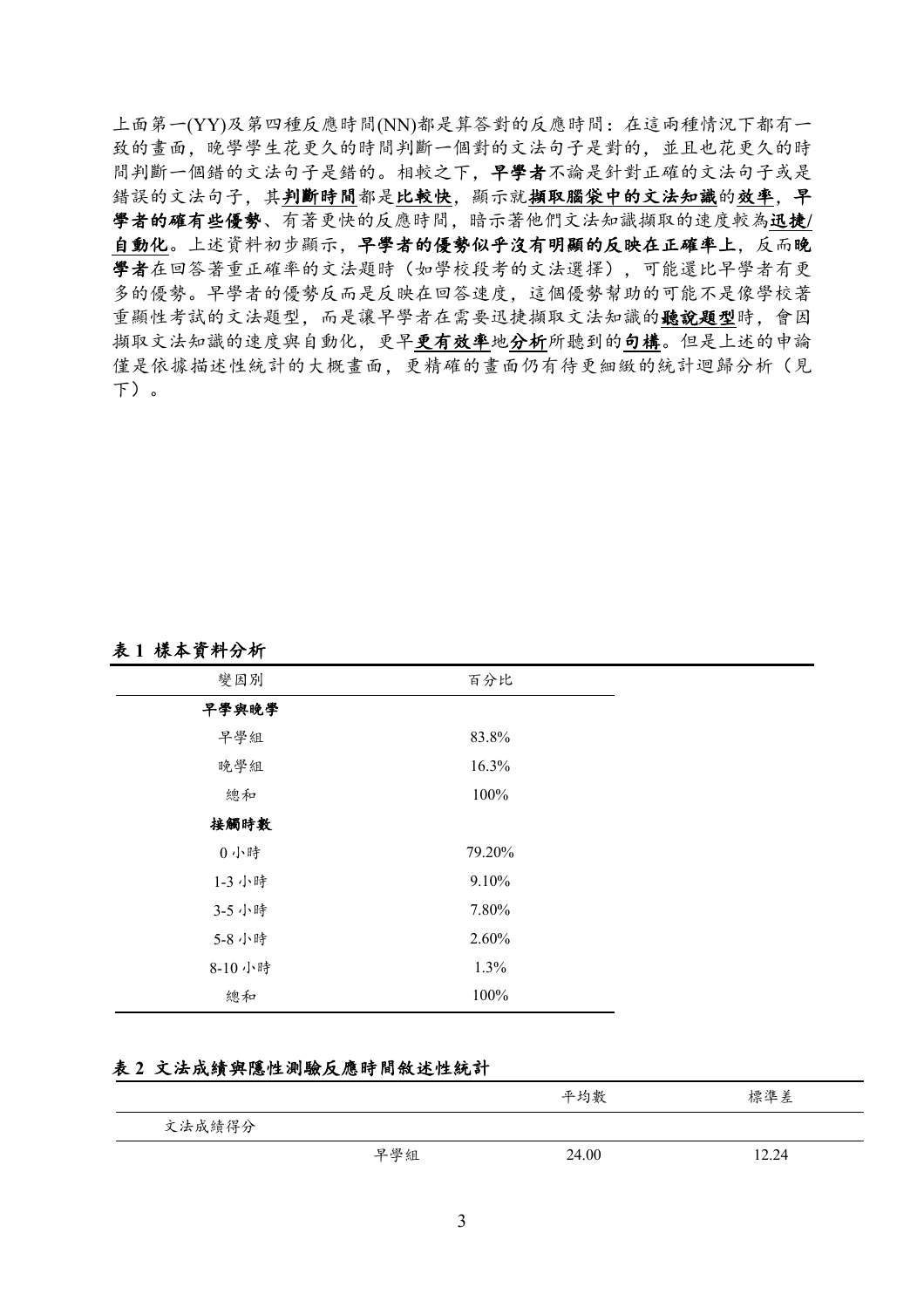上面第一(YY)及第四種反應時間(NN)都是算答對的反應時間：在這兩種情況下都有一致的畫面，晚學學生花更久的時間判斷一個對的文法句子是對的，並且也花更久的時間判斷一個錯的文法句子是錯的。相較之下，**早學者**不論是針對正確的文法句子或是錯誤的文法句子，其**<u>判斷時間</u>**都是**<u>比較快</u>**，顯示就**<u>擷取腦袋中的文法知識</u>**的**<u>效率</u>**，**早學者的確有些優勢**、有著更快的反應時間，暗示著他們文法知識擷取的速度較為**<u>迅捷/自動化</u>**。上述資料初步顯示，**早學者的優勢似乎沒有明顯的反映在正確率上**，反而**晚學者**在回答著重正確率的文法題時（如學校段考的文法選擇），可能還比早學者有更多的優勢。早學者的優勢反而是反映在回答速度，這個優勢幫助的可能不是像學校著重顯性考試的文法題型，而是讓早學者在需要迅捷擷取文法知識的**<u>聽說題型</u>**時，會因擷取文法知識的速度與自動化，更早**<u>更有效率</u>**地**<u>分析</u>**所聽到的**<u>句構</u>**。但是上述的申論僅是依據描述性統計的大概畫面，更精確的畫面仍有待更細緻的統計迴歸分析（見下）。

**表 1 樣本資料分析**

| 變因別 | 百分比 |
|---|---|
| **早學與晚學** | |
| 早學組 | 83.8% |
| 晚學組 | 16.3% |
| 總和 | 100% |
| **接觸時數** | |
| 0 小時 | 79.20% |
| 1-3 小時 | 9.10% |
| 3-5 小時 | 7.80% |
| 5-8 小時 | 2.60% |
| 8-10 小時 | 1.3% |
| 總和 | 100% |

**表 2 文法成績與隱性測驗反應時間敘述性統計**

| | | 平均數 | 標準差 |
|---|---|---|---|
| 文法成績得分 | | | |
| | 早學組 | 24.00 | 12.24 |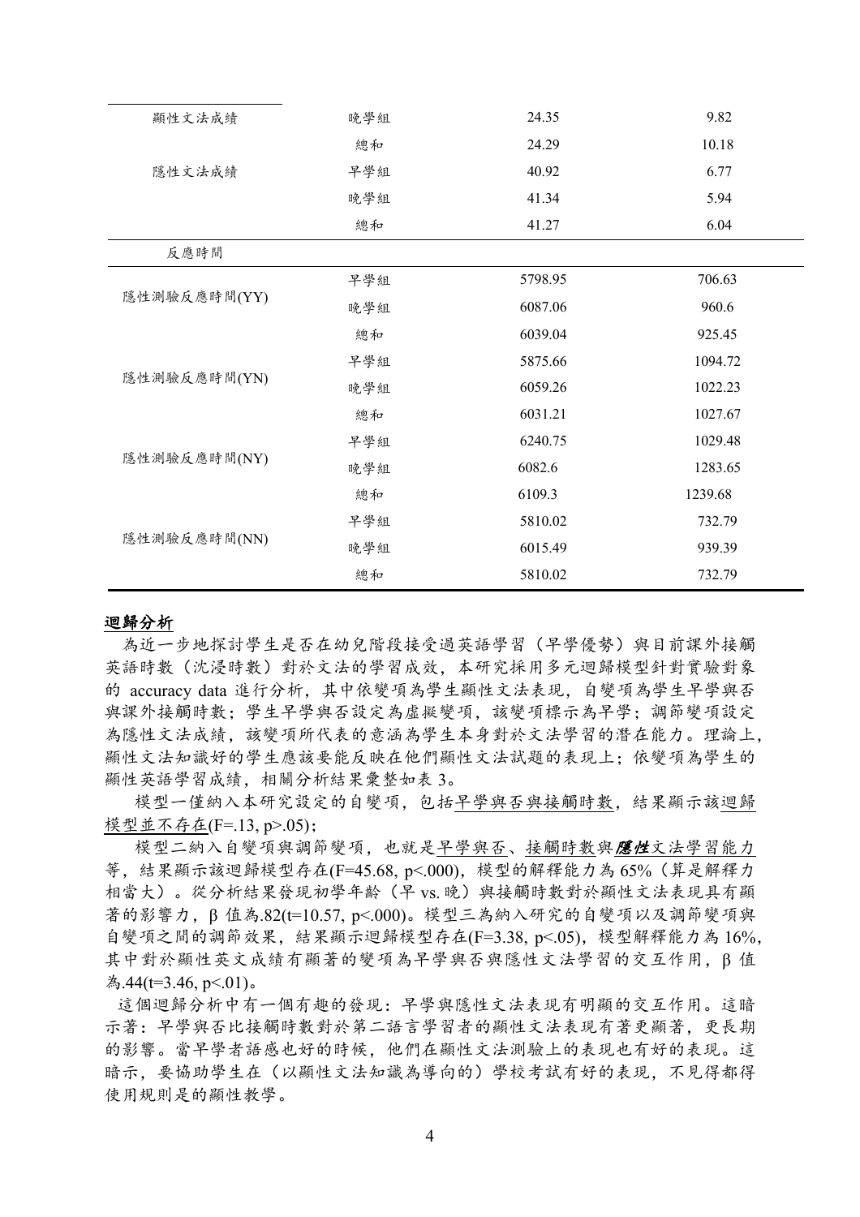| | | | |
|---|---|---|---|
| 顯性文法成績 | 晚學組 | 24.35 | 9.82 |
| | 總和 | 24.29 | 10.18 |
| 隱性文法成績 | 早學組 | 40.92 | 6.77 |
| | 晚學組 | 41.34 | 5.94 |
| | 總和 | 41.27 | 6.04 |
| 反應時間 | | | |
| 隱性測驗反應時間(YY) | 早學組 | 5798.95 | 706.63 |
| | 晚學組 | 6087.06 | 960.6 |
| | 總和 | 6039.04 | 925.45 |
| 隱性測驗反應時間(YN) | 早學組 | 5875.66 | 1094.72 |
| | 晚學組 | 6059.26 | 1022.23 |
| | 總和 | 6031.21 | 1027.67 |
| 隱性測驗反應時間(NY) | 早學組 | 6240.75 | 1029.48 |
| | 晚學組 | 6082.6 | 1283.65 |
| | 總和 | 6109.3 | 1239.68 |
| 隱性測驗反應時間(NN) | 早學組 | 5810.02 | 732.79 |
| | 晚學組 | 6015.49 | 939.39 |
| | 總和 | 5810.02 | 732.79 |

**迴歸分析**

為近一步地探討學生是否在幼兒階段接受過英語學習（早學優勢）與目前課外接觸英語時數（沈浸時數）對於文法的學習成效，本研究採用多元迴歸模型針對實驗對象的 accuracy data 進行分析，其中依變項為學生顯性文法表現，自變項為學生早學與否與課外接觸時數；學生早學與否設定為虛擬變項，該變項標示為早學；調節變項設定為隱性文法成績，該變項所代表的意涵為學生本身對於文法學習的潛在能力。理論上，顯性文法知識好的學生應該要能反映在他們顯性文法試題的表現上；依變項為學生的顯性英語學習成績，相關分析結果彙整如表 3。

模型一僅納入本研究設定的自變項，包括早學與否與接觸時數，結果顯示該迴歸模型並不存在($F=.13$, $p>.05$)；

模型二納入自變項與調節變項，也就是早學與否、接觸時數與***隱性***文法學習能力等，結果顯示該迴歸模型存在($F=45.68$, $p<.000$)，模型的解釋能力為 65%（算是解釋力相當大）。從分析結果發現初學年齡（早 vs. 晚）與接觸時數對於顯性文法表現具有顯著的影響力，β 值為.82($t=10.57$, $p<.000$)。模型三為納入研究的自變項以及調節變項與自變項之間的調節效果，結果顯示迴歸模型存在($F=3.38$, $p<.05$)，模型解釋能力為 16%，其中對於顯性英文成績有顯著的變項為早學與否與隱性文法學習的交互作用，β 值為.44($t=3.46$, $p<.01$)。

這個迴歸分析中有一個有趣的發現：早學與隱性文法表現有明顯的交互作用。這暗示著：早學與否比接觸時數對於第二語言學習者的顯性文法表現有著更顯著，更長期的影響。當早學者語感也好的時候，他們在顯性文法測驗上的表現也有好的表現。這暗示，要協助學生在（以顯性文法知識為導向的）學校考試有好的表現，不見得都得使用規則是的顯性教學。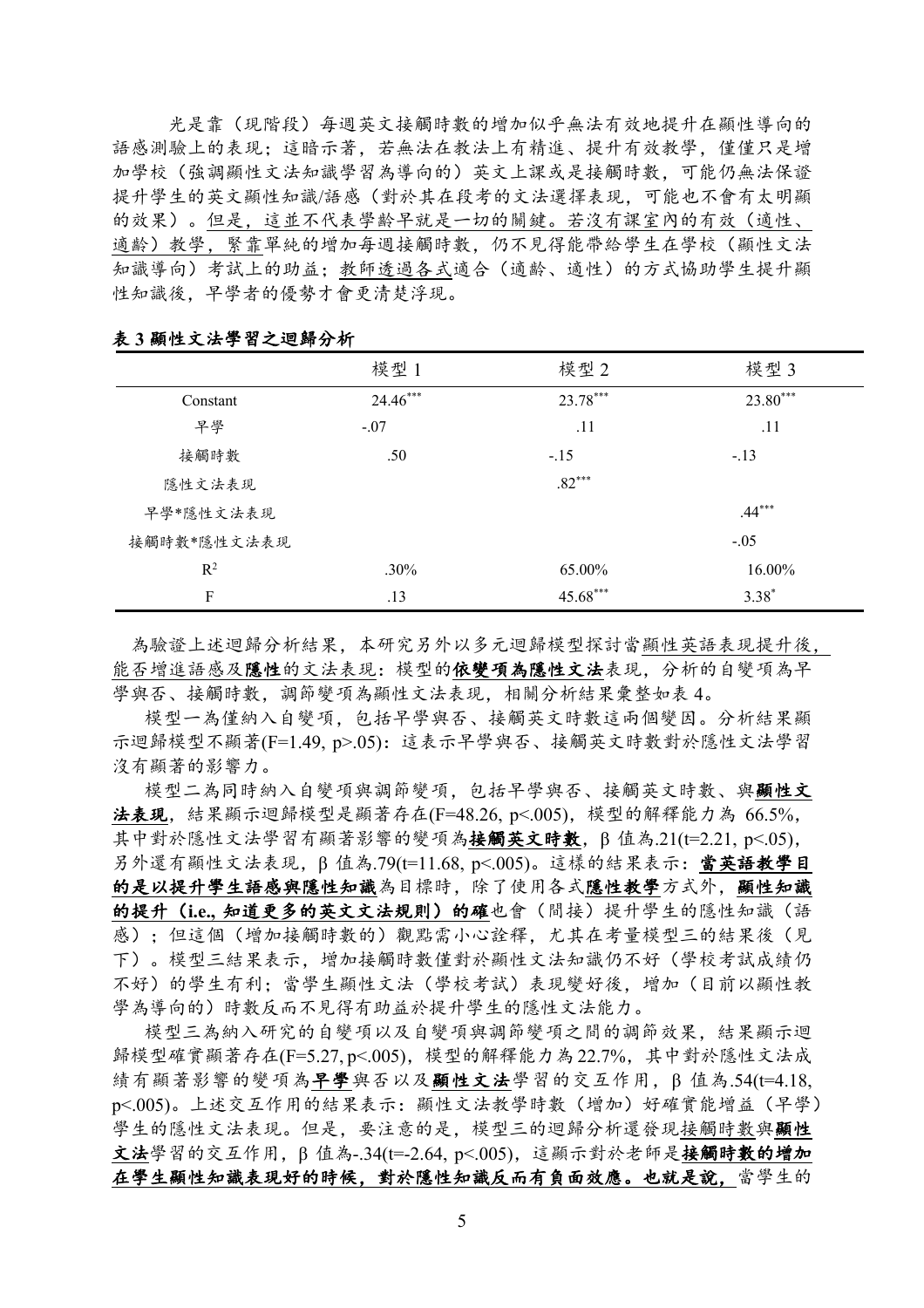光是靠（現階段）每週英文接觸時數的增加似乎無法有效地提升在顯性導向的語感測驗上的表現；這暗示著，若無法在教法上有精進、提升有效教學，僅僅只是增加學校（強調顯性文法知識學習為導向的）英文上課或是接觸時數，可能仍無法保證提升學生的英文顯性知識/語感（對於其在段考的文法選擇表現，可能也不會有太明顯的效果）。但是，這並不代表學齡早就是一切的關鍵。若沒有課室內的有效（適性、適齡）教學，緊靠單純的增加每週接觸時數，仍不見得能帶給學生在學校（顯性文法知識導向）考試上的助益；教師透過各式適合（適齡、適性）的方式協助學生提升顯性知識後，早學者的優勢才會更清楚浮現。

**表 3 顯性文法學習之迴歸分析**

| | 模型 1 | 模型 2 | 模型 3 |
|---|---|---|---|
| Constant | $24.46^{***}$ | $23.78^{***}$ | $23.80^{***}$ |
| 早學 | -.07 | .11 | .11 |
| 接觸時數 | .50 | -.15 | -.13 |
| 隱性文法表現 | | $.82^{***}$ | |
| 早學*隱性文法表現 | | | $.44^{***}$ |
| 接觸時數*隱性文法表現 | | | -.05 |
| $R^2$ | .30% | 65.00% | 16.00% |
| F | .13 | $45.68^{***}$ | $3.38^{*}$ |

為驗證上述迴歸分析結果，本研究另外以多元迴歸模型探討當顯性英語表現提升後，能否增進語感及**隱性**的文法表現：模型的**依變項為隱性文法**表現，分析的自變項為早學與否、接觸時數，調節變項為顯性文法表現，相關分析結果彙整如表 4。

模型一為僅納入自變項，包括早學與否、接觸英文時數這兩個變因。分析結果顯示迴歸模型不顯著($F=1.49$, $p>.05$)；這表示早學與否、接觸英文時數對於隱性文法學習沒有顯著的影響力。

模型二為同時納入自變項與調節變項，包括早學與否、接觸英文時數、與**顯性文法表現**，結果顯示迴歸模型是顯著存在($F=48.26$, $p<.005$)，模型的解釋能力為 66.5%，其中對於隱性文法學習有顯著影響的變項為**接觸英文時數**，β 值為.21($t=2.21$, $p<.05$)，另外還有顯性文法表現，β 值為.79($t=11.68$, $p<.005$)。這樣的結果表示：**當英語教學目的是以提升學生語感與隱性知識**為目標時，除了使用各式**隱性教學**方式外，**顯性知識的提升（i.e., 知道更多的英文文法規則）的確**也會（間接）提升學生的隱性知識（語感）；但這個（增加接觸時數的）觀點需小心詮釋，尤其在考量模型三的結果後（見下）。模型三結果表示，增加接觸時數僅對於顯性文法知識仍不好（學校考試成績仍不好）的學生有利；當學生顯性文法（學校考試）表現變好後，增加（目前以顯性教學為導向的）時數反而不見得有助益於提升學生的隱性文法能力。

模型三為納入研究的自變項以及自變項與調節變項之間的調節效果，結果顯示迴歸模型確實顯著存在($F=5.27$, $p<.005$)，模型的解釋能力為 22.7%，其中對於隱性文法成績有顯著影響的變項為**早學**與否以及**顯性文法**學習的交互作用，β 值為.54($t=4.18$, $p<.005$)。上述交互作用的結果表示：顯性文法教學時數（增加）好確實能增益（早學）學生的隱性文法表現。但是，要注意的是，模型三的迴歸分析還發現接觸時數與**顯性文法**學習的交互作用，β 值為-.34($t=-2.64$, $p<.005$)，這顯示對於老師是**接觸時數的增加在學生顯性知識表現好的時候，對於隱性知識反而有負面效應。也就是說，**當學生的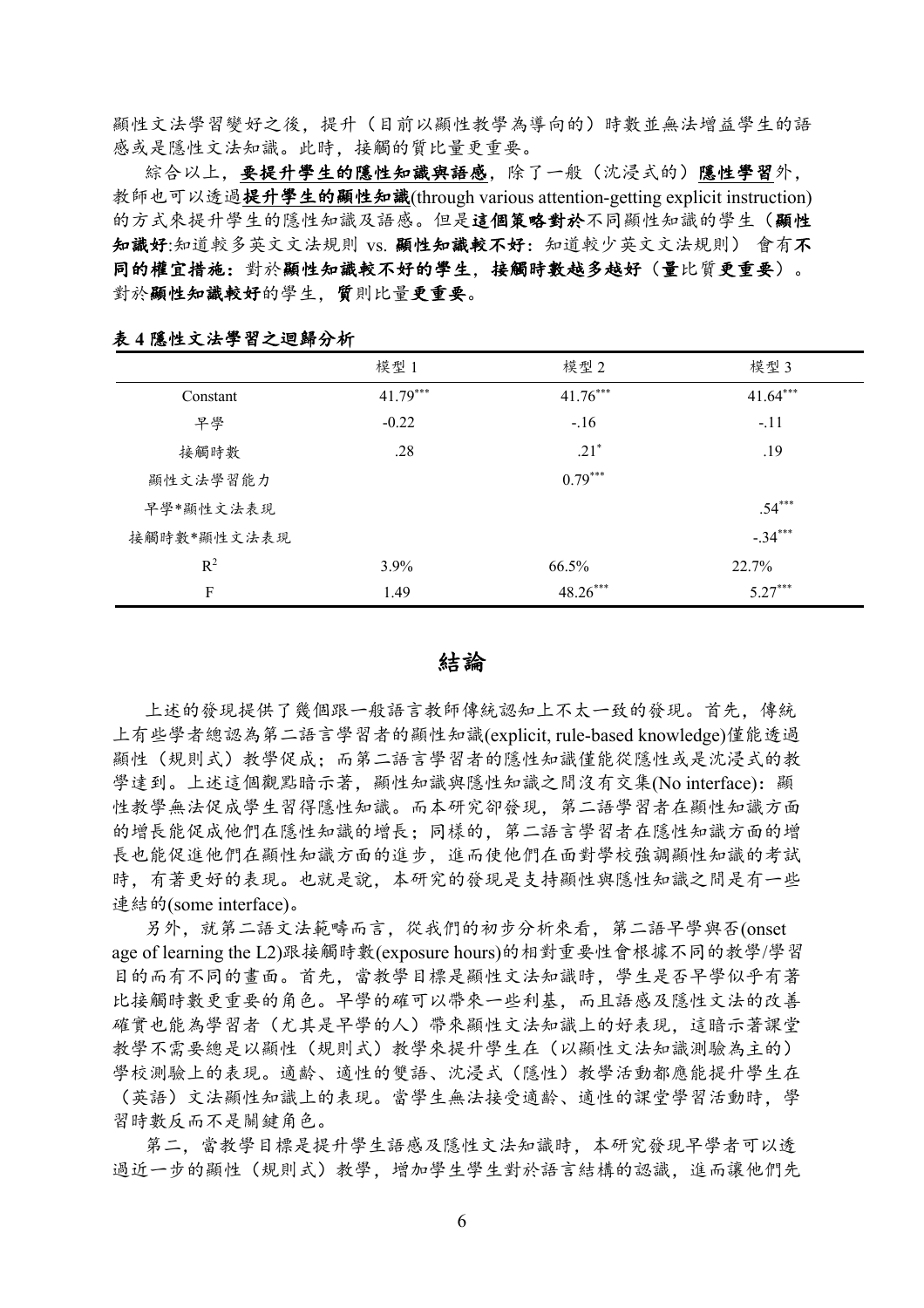顯性文法學習變好之後，提升（目前以顯性教學為導向的）時數並無法增益學生的語感或是隱性文法知識。此時，接觸的質比量更重要。

綜合以上，**<u>要提升學生的隱性知識與語感</u>**，除了一般（沈浸式的）**<u>隱性學習</u>**外，教師也可以透過**<u>提升學生的顯性知識</u>**(through various attention-getting explicit instruction)的方式來提升學生的隱性知識及語感。但是**這個策略對於**不同顯性知識的學生（**顯性知識好**:知道較多英文文法規則 vs. **顯性知識較不好**：知道較少英文文法規則） 會有**不同的權宜措施**：對於**顯性知識較不好的學生**，**接觸時數越多越好**（**量**比質**更重要**）。對於**顯性知識較好**的學生，**質**則比量**更重要**。

**表 4 隱性文法學習之迴歸分析**

| | 模型 1 | 模型 2 | 模型 3 |
|---|---|---|---|
| Constant | 41.79*** | 41.76*** | 41.64*** |
| 早學 | -0.22 | -.16 | -.11 |
| 接觸時數 | .28 | .21* | .19 |
| 顯性文法學習能力 | | 0.79*** | |
| 早學*顯性文法表現 | | | .54*** |
| 接觸時數*顯性文法表現 | | | -.34*** |
| $R^2$ | 3.9% | 66.5% | 22.7% |
| F | 1.49 | 48.26*** | 5.27*** |

# 結論

上述的發現提供了幾個跟一般語言教師傳統認知上不太一致的發現。首先，傳統上有些學者總認為第二語言學習者的顯性知識(explicit, rule-based knowledge)僅能透過顯性（規則式）教學促成；而第二語言學習者的隱性知識僅能從隱性或是沈浸式的教學達到。上述這個觀點暗示著，顯性知識與隱性知識之間沒有交集(No interface)：顯性教學無法促成學生習得隱性知識。而本研究卻發現，第二語學習者在顯性知識方面的增長能促成他們在隱性知識的增長；同樣的，第二語言學習者在隱性知識方面的增長也能促進他們在顯性知識方面的進步，進而使他們在面對學校強調顯性知識的考試時，有著更好的表現。也就是說，本研究的發現是支持顯性與隱性知識之間是有一些連結的(some interface)。

另外，就第二語文法範疇而言，從我們的初步分析來看，第二語早學與否(onset age of learning the L2)跟接觸時數(exposure hours)的相對重要性會根據不同的教學/學習目的而有不同的畫面。首先，當教學目標是顯性文法知識時，學生是否早學似乎有著比接觸時數更重要的角色。早學的確可以帶來一些利基，而且語感及隱性文法的改善確實也能為學習者（尤其是早學的人）帶來顯性文法知識上的好表現，這暗示著課堂教學不需要總是以顯性（規則式）教學來提升學生在（以顯性文法知識測驗為主的）學校測驗上的表現。適齡、適性的雙語、沈浸式（隱性）教學活動都應能提升學生在（英語）文法顯性知識上的表現。當學生無法接受適齡、適性的課堂學習活動時，學習時數反而不是關鍵角色。

第二，當教學目標是提升學生語感及隱性文法知識時，本研究發現早學者可以透過近一步的顯性（規則式）教學，增加學生學生對於語言結構的認識，進而讓他們先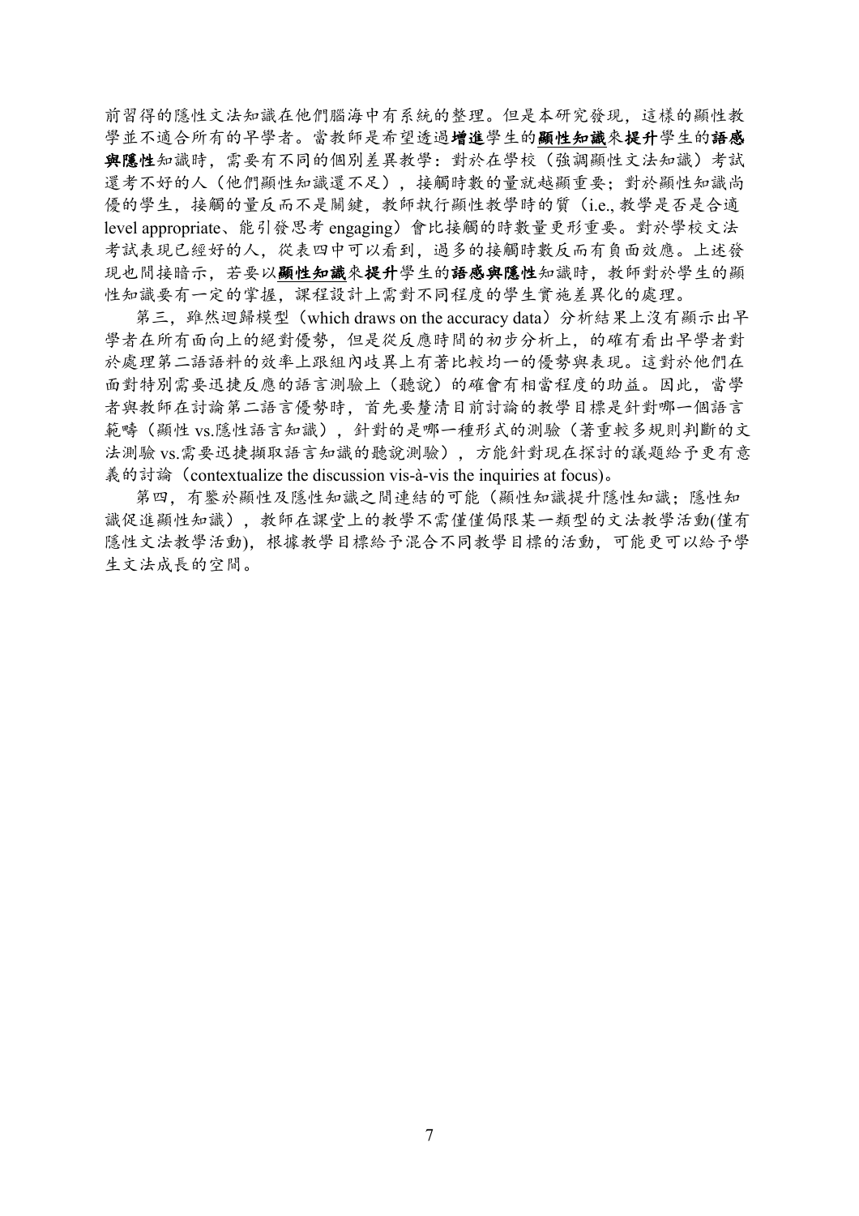前習得的隱性文法知識在他們腦海中有系統的整理。但是本研究發現，這樣的顯性教學並不適合所有的早學者。當教師是希望透過**增進**學生的**顯性知識**來**提升**學生的**語感與隱性**知識時，需要有不同的個別差異教學：對於在學校（強調顯性文法知識）考試還考不好的人（他們顯性知識還不足），接觸時數的量就越顯重要；對於顯性知識尚優的學生，接觸的量反而不是關鍵，教師執行顯性教學時的質（i.e., 教學是否是合適 level appropriate、能引發思考 engaging）會比接觸的時數量更形重要。對於學校文法考試表現已經好的人，從表四中可以看到，過多的接觸時數反而有負面效應。上述發現也間接暗示，若要以**顯性知識**來**提升**學生的**語感與隱性**知識時，教師對於學生的顯性知識要有一定的掌握，課程設計上需對不同程度的學生實施差異化的處理。

第三，雖然迴歸模型（which draws on the accuracy data）分析結果上沒有顯示出早學者在所有面向上的絕對優勢，但是從反應時間的初步分析上，的確有看出早學者對於處理第二語語料的效率上跟組內歧異上有著比較均一的優勢與表現。這對於他們在面對特別需要迅捷反應的語言測驗上（聽說）的確會有相當程度的助益。因此，當學者與教師在討論第二語言優勢時，首先要釐清目前討論的教學目標是針對哪一個語言範疇（顯性 vs.隱性語言知識），針對的是哪一種形式的測驗（著重較多規則判斷的文法測驗 vs.需要迅捷擷取語言知識的聽說測驗），方能針對現在探討的議題給予更有意義的討論（contextualize the discussion vis-à-vis the inquiries at focus）。

第四，有鑒於顯性及隱性知識之間連結的可能（顯性知識提升隱性知識；隱性知識促進顯性知識），教師在課堂上的教學不需僅僅侷限某一類型的文法教學活動(僅有隱性文法教學活動)，根據教學目標給予混合不同教學目標的活動，可能更可以給予學生文法成長的空間。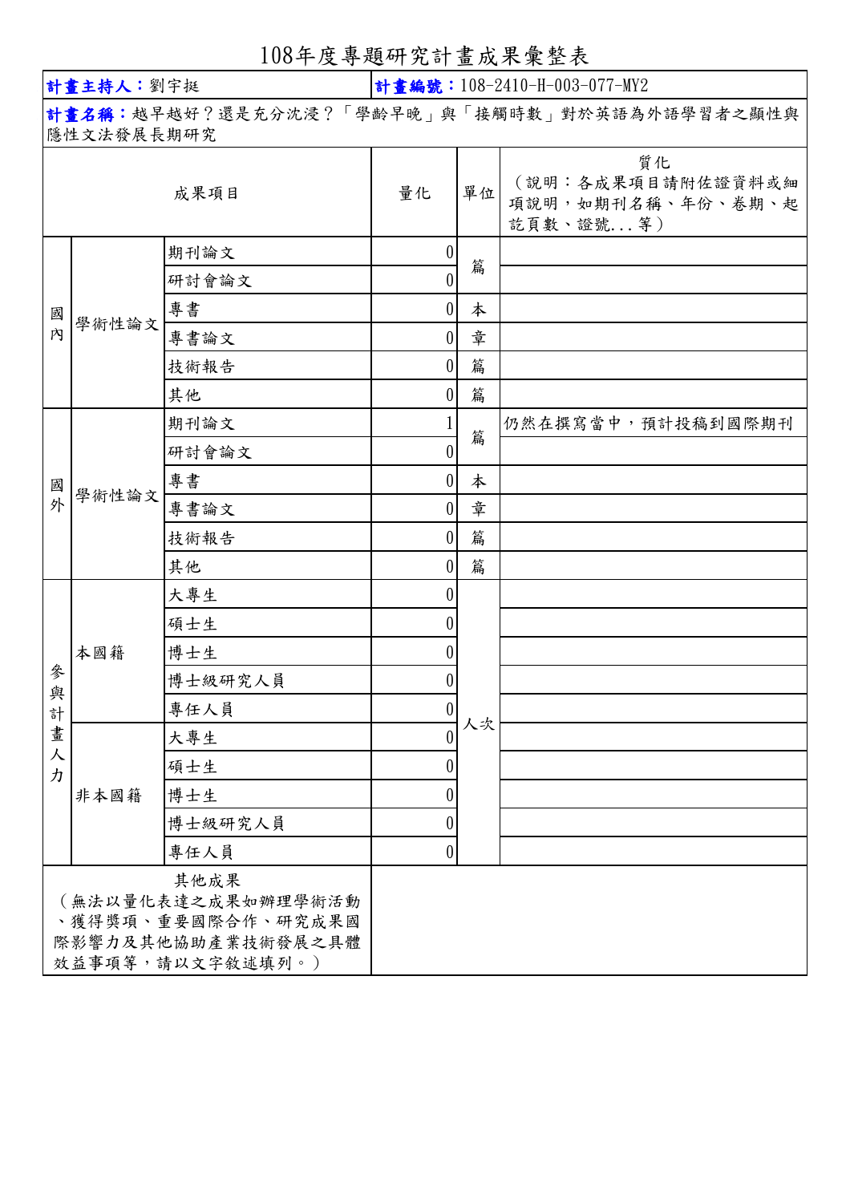# 108年度專題研究計畫成果彙整表

| **計畫主持人：**劉宇挺 | **計畫編號：**108-2410-H-003-077-MY2 |
|---|---|

**計畫名稱：**越早越好？還是充分沈浸？「學齡早晚」與「接觸時數」對於英語為外語學習者之顯性與隱性文法發展長期研究

| 成果項目 | | | 量化 | 單位 | 質化<br>（說明：各成果項目請附佐證資料或細項說明，如期刊名稱、年份、卷期、起訖頁數、證號...等） |
|---|---|---|---|---|---|
| 國內 | 學術性論文 | 期刊論文 | 0 | 篇 | |
| | | 研討會論文 | 0 | | |
| | | 專書 | 0 | 本 | |
| | | 專書論文 | 0 | 章 | |
| | | 技術報告 | 0 | 篇 | |
| | | 其他 | 0 | 篇 | |
| 國外 | 學術性論文 | 期刊論文 | 1 | 篇 | 仍然在撰寫當中，預計投稿到國際期刊 |
| | | 研討會論文 | 0 | | |
| | | 專書 | 0 | 本 | |
| | | 專書論文 | 0 | 章 | |
| | | 技術報告 | 0 | 篇 | |
| | | 其他 | 0 | 篇 | |
| 參與計畫人力 | 本國籍 | 大專生 | 0 | 人次 | |
| | | 碩士生 | 0 | | |
| | | 博士生 | 0 | | |
| | | 博士級研究人員 | 0 | | |
| | | 專任人員 | 0 | | |
| | 非本國籍 | 大專生 | 0 | | |
| | | 碩士生 | 0 | | |
| | | 博士生 | 0 | | |
| | | 博士級研究人員 | 0 | | |
| | | 專任人員 | 0 | | |
| 其他成果<br>（無法以量化表達之成果如辦理學術活動、獲得獎項、重要國際合作、研究成果國際影響力及其他協助產業技術發展之具體效益事項等，請以文字敘述填列。） | | | | | |